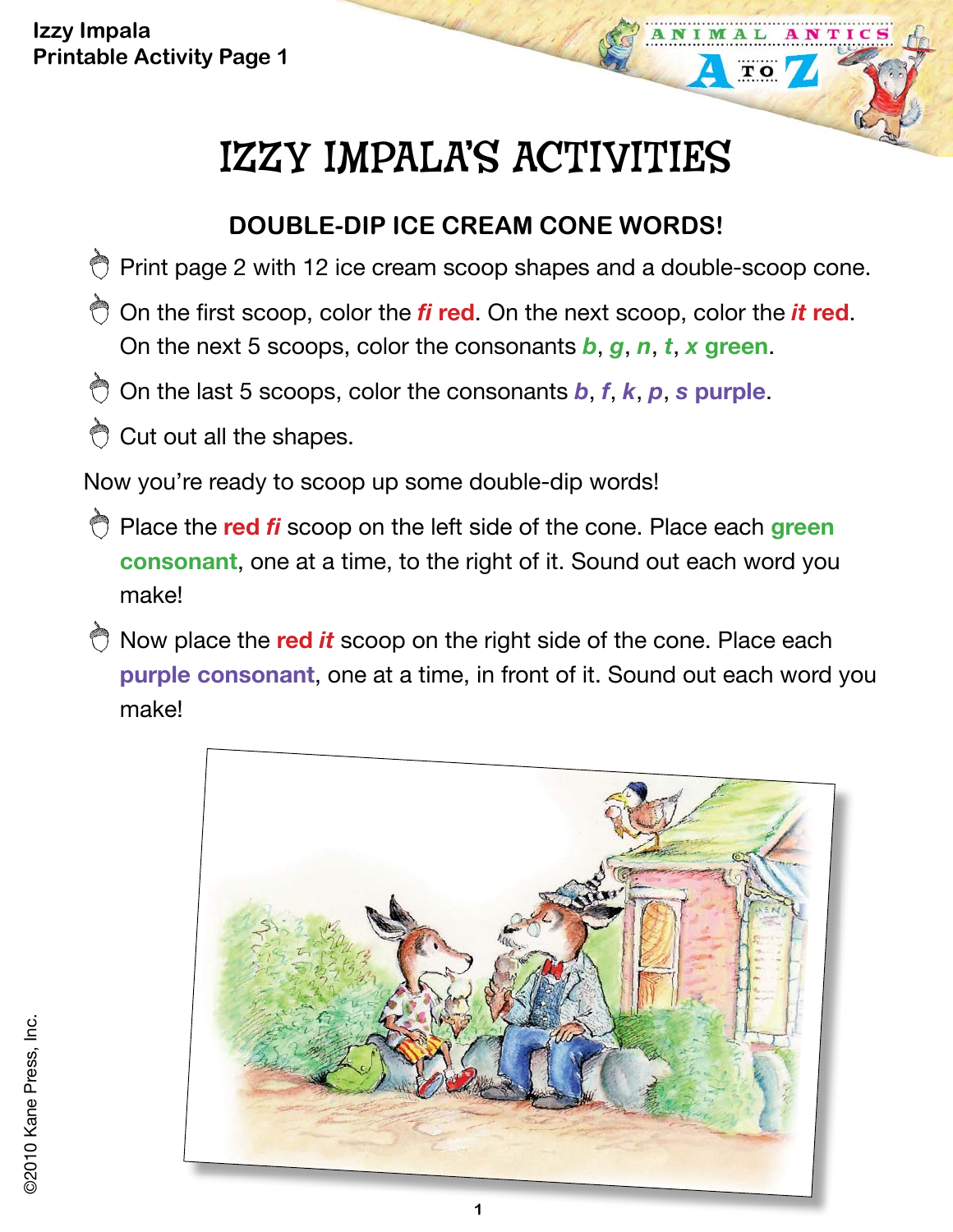Izzy Impala
Printable Activity Page 1

# IZZY IMPALA'S ACTIVITIES

## DOUBLE-DIP ICE CREAM CONE WORDS!

- Print page 2 with 12 ice cream scoop shapes and a double-scoop cone.
- On the first scoop, color the ***fi*** **red**. On the next scoop, color the ***it*** **red**. On the next 5 scoops, color the consonants ***b***, ***g***, ***n***, ***t***, ***x*** **green**.
- On the last 5 scoops, color the consonants ***b***, ***f***, ***k***, ***p***, ***s*** **purple**.
- Cut out all the shapes.

Now you're ready to scoop up some double-dip words!

- Place the **red *fi*** scoop on the left side of the cone. Place each **green consonant**, one at a time, to the right of it. Sound out each word you make!
- Now place the **red *it*** scoop on the right side of the cone. Place each **purple consonant**, one at a time, in front of it. Sound out each word you make!

©2010 Kane Press, Inc.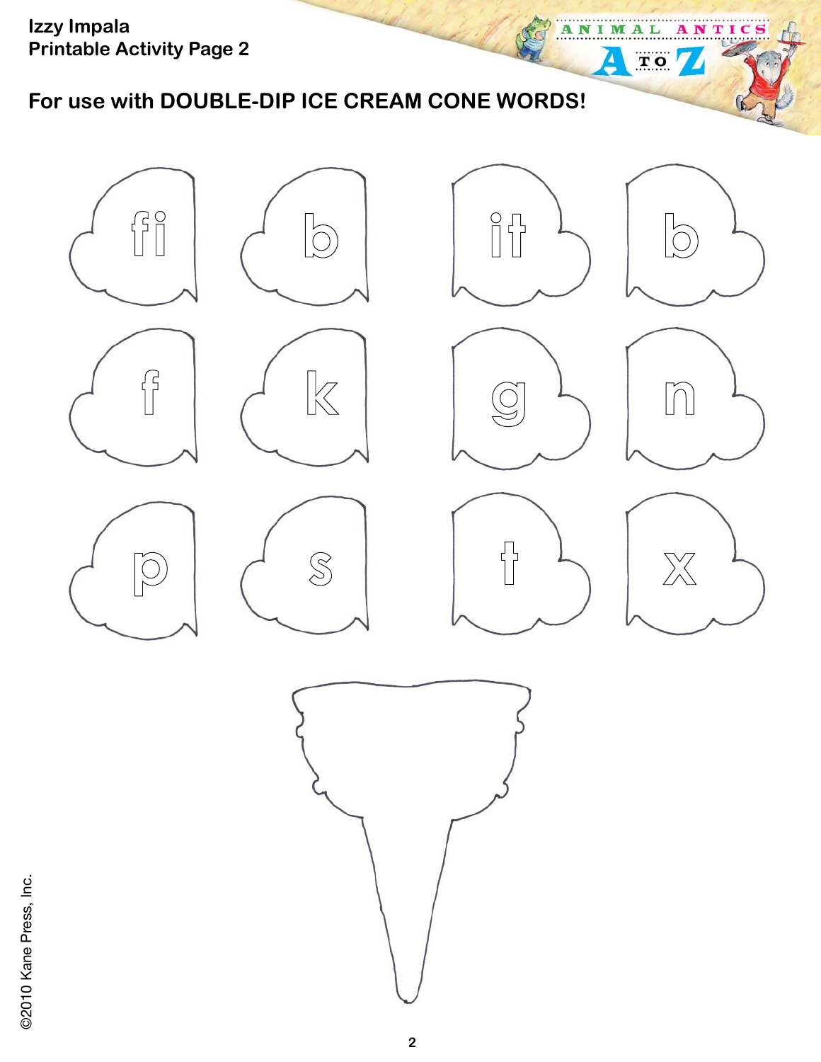**Izzy Impala**
**Printable Activity Page 2**

## For use with DOUBLE-DIP ICE CREAM CONE WORDS!

fi | b | it | b

f | k | g | n

p | s | t | x

©2010 Kane Press, Inc.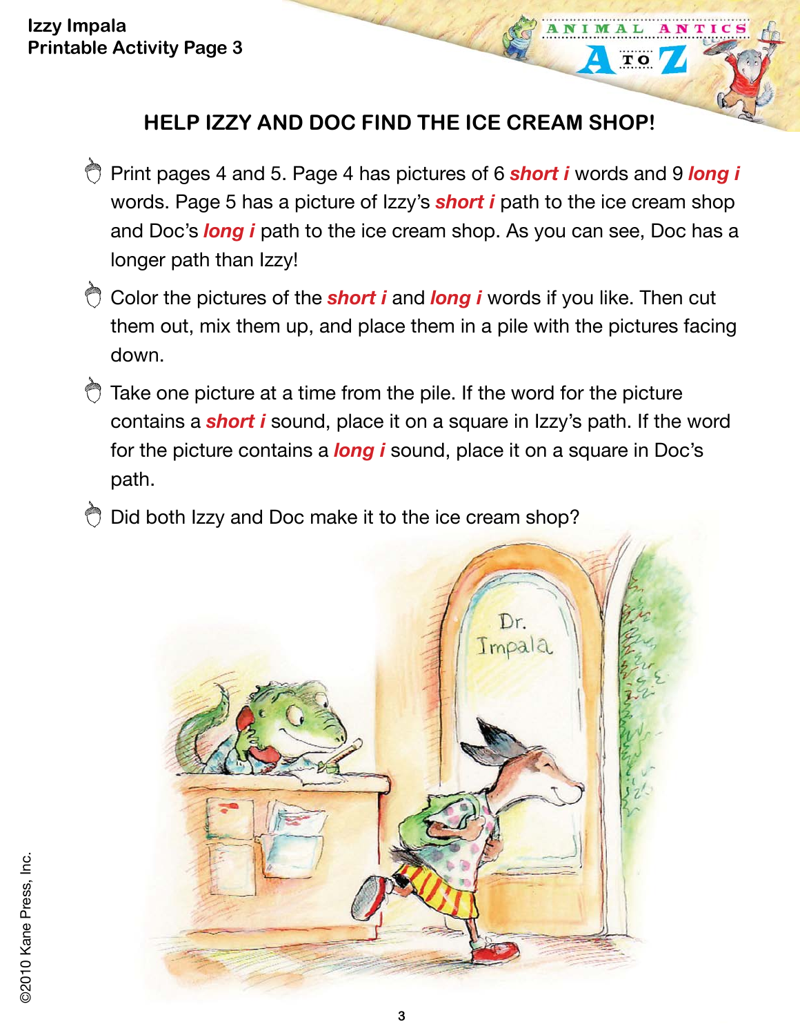**Izzy Impala**
**Printable Activity Page 3**

## HELP IZZY AND DOC FIND THE ICE CREAM SHOP!

- Print pages 4 and 5. Page 4 has pictures of 6 ***short i*** words and 9 ***long i*** words. Page 5 has a picture of Izzy's ***short i*** path to the ice cream shop and Doc's ***long i*** path to the ice cream shop. As you can see, Doc has a longer path than Izzy!
- Color the pictures of the ***short i*** and ***long i*** words if you like. Then cut them out, mix them up, and place them in a pile with the pictures facing down.
- Take one picture at a time from the pile. If the word for the picture contains a ***short i*** sound, place it on a square in Izzy's path. If the word for the picture contains a ***long i*** sound, place it on a square in Doc's path.
- Did both Izzy and Doc make it to the ice cream shop?

©2010 Kane Press, Inc.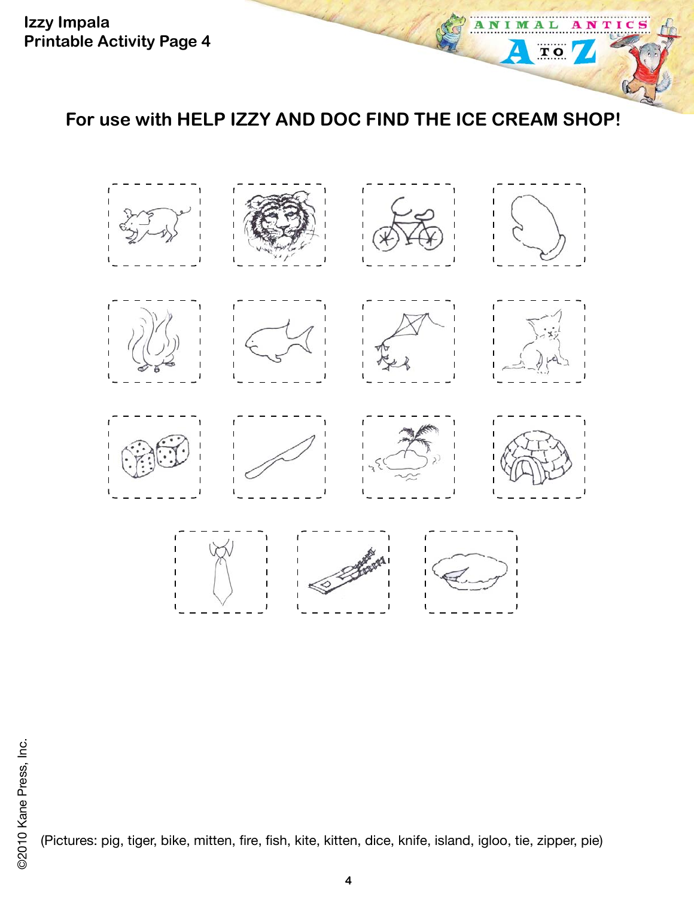Izzy Impala
Printable Activity Page 4

## For use with HELP IZZY AND DOC FIND THE ICE CREAM SHOP!

(Pictures: pig, tiger, bike, mitten, fire, fish, kite, kitten, dice, knife, island, igloo, tie, zipper, pie)

©2010 Kane Press, Inc.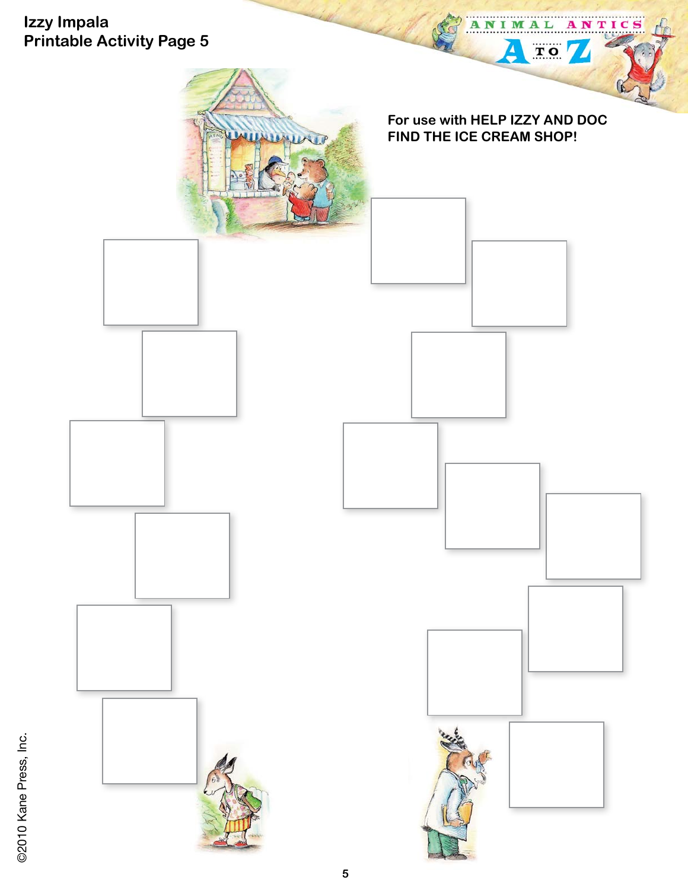Izzy Impala
Printable Activity Page 5

For use with HELP IZZY AND DOC FIND THE ICE CREAM SHOP!

©2010 Kane Press, Inc.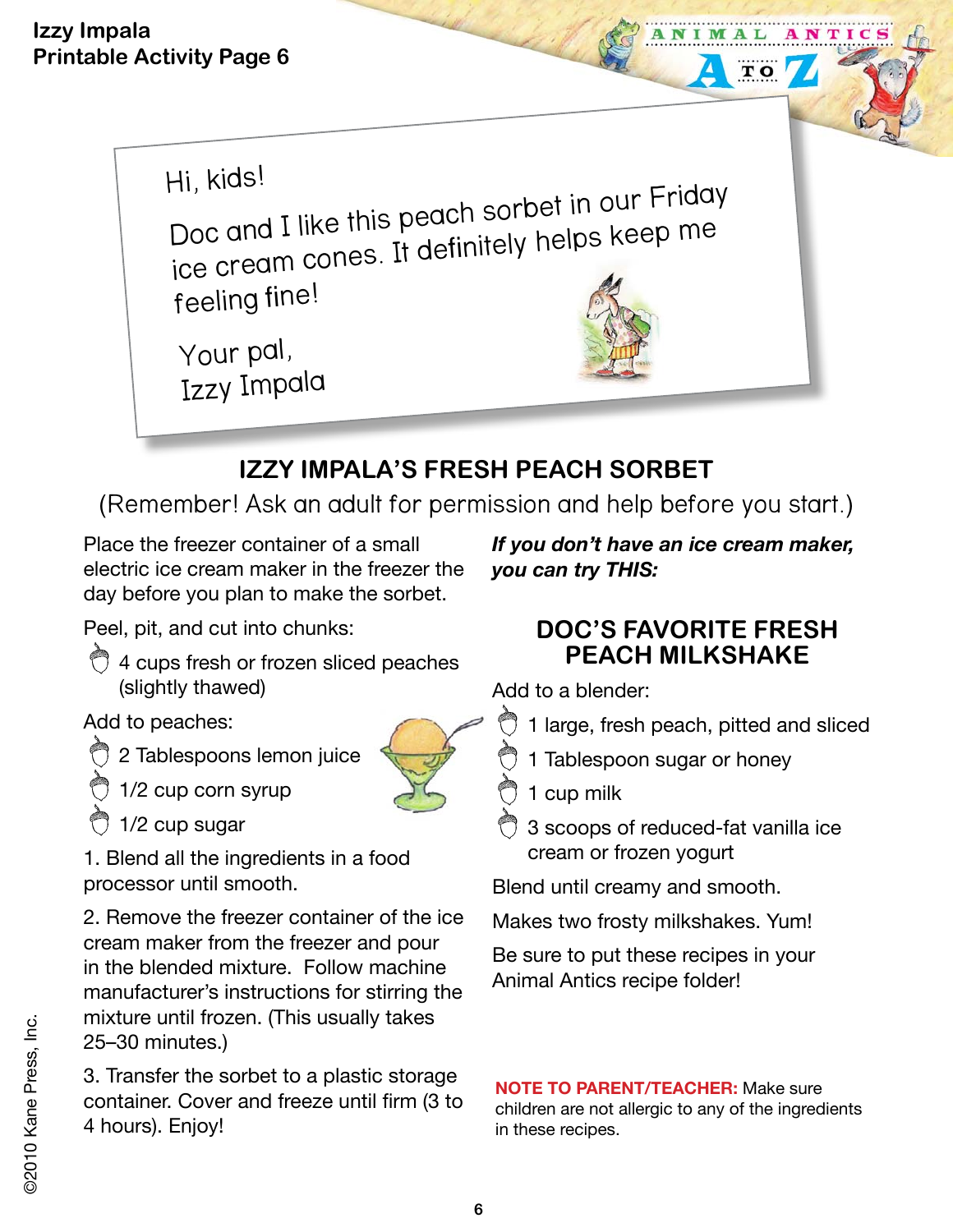Izzy Impala
Printable Activity Page 6

Hi, kids!

Doc and I like this peach sorbet in our Friday ice cream cones. It definitely helps keep me feeling fine!

Your pal,
Izzy Impala

## IZZY IMPALA'S FRESH PEACH SORBET

(Remember! Ask an adult for permission and help before you start.)

Place the freezer container of a small electric ice cream maker in the freezer the day before you plan to make the sorbet.

Peel, pit, and cut into chunks:

- 4 cups fresh or frozen sliced peaches (slightly thawed)

Add to peaches:

- 2 Tablespoons lemon juice
- 1/2 cup corn syrup
- 1/2 cup sugar

1. Blend all the ingredients in a food processor until smooth.
2. Remove the freezer container of the ice cream maker from the freezer and pour in the blended mixture. Follow machine manufacturer's instructions for stirring the mixture until frozen. (This usually takes 25–30 minutes.)
3. Transfer the sorbet to a plastic storage container. Cover and freeze until firm (3 to 4 hours). Enjoy!

***If you don't have an ice cream maker, you can try THIS:***

## DOC'S FAVORITE FRESH PEACH MILKSHAKE

Add to a blender:

- 1 large, fresh peach, pitted and sliced
- 1 Tablespoon sugar or honey
- 1 cup milk
- 3 scoops of reduced-fat vanilla ice cream or frozen yogurt

Blend until creamy and smooth.

Makes two frosty milkshakes. Yum!

Be sure to put these recipes in your Animal Antics recipe folder!

**NOTE TO PARENT/TEACHER:** Make sure children are not allergic to any of the ingredients in these recipes.

©2010 Kane Press, Inc.